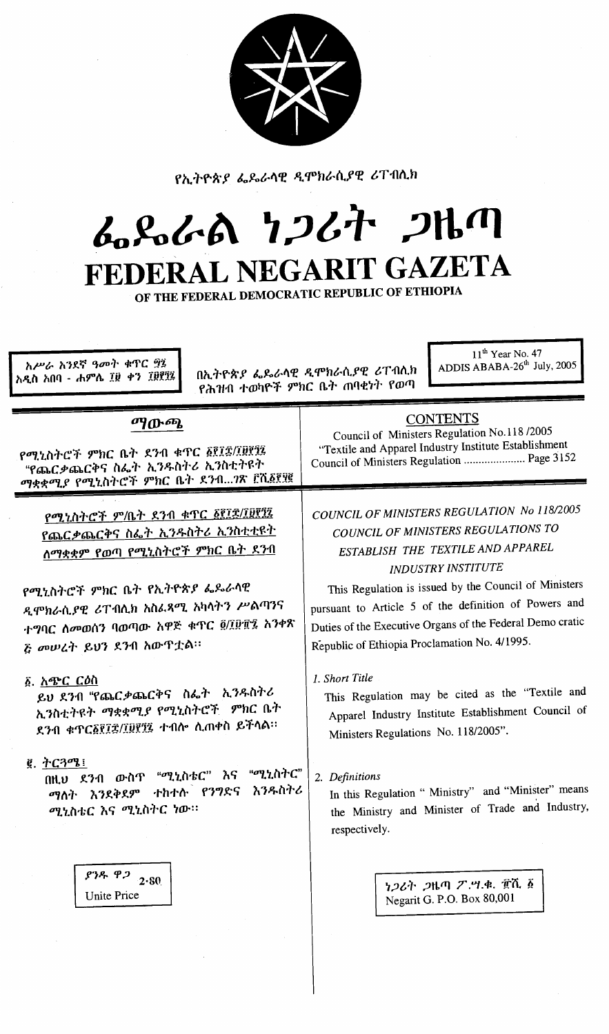የኢትዮጵያ ፌዴራላዊ ዲሞክራሲያዊ ሪፐብሊክ

# ፌደራል ነጋሪት ጋዜጣ
# FEDERAL NEGARIT GAZETA
## OF THE FEDERAL DEMOCRATIC REPUBLIC OF ETHIOPIA

አሥራ አንደኛ ዓመት ቁጥር ፵፯
አዲስ አበባ - ሐምሌ ፲፱ ቀን ፲፱፻፺፯

በኢትዮጵያ ፌዴራላዊ ዲሞክራሲያዊ ሪፐብሊክ የሕዝብ ተወካዮች ምክር ቤት ጠባቂነት የወጣ

11[th] Year No. 47
ADDIS ABABA-26[th] July, 2005

### ማውጫ

የሚኒስትሮች ምክር ቤት ደንብ ቁጥር ፩፻፲፰/፲፱፻፺፯
"የጨርቃጨርቅና ስፌት ኢንዱስትሪ ኢንስቲትዩት ማቋቋሚያ የሚኒስትሮች ምክር ቤት ደንብ...ገጽ ፫ሺ፩፻፶፪

### CONTENTS

Council of Ministers Regulation No.118 /2005
"Textile and Apparel Industry Institute Establishment Council of Ministers Regulation ..................... Page 3152

---

### የሚኒስትሮች ም/ቤት ደንብ ቁጥር ፩፻፲፰/፲፱፻፺፯
### የጨርቃጨርቅና ስፌት ኢንዱስትሪ ኢንስቲትዩት ለማቋቋም የወጣ የሚኒስትሮች ምክር ቤት ደንብ

የሚኒስትሮች ምክር ቤት የኢትዮጵያ ፌዴራላዊ ዲሞክራሲያዊ ሪፐብሊክ አስፈጻሚ አካላትን ሥልጣንና ተግባር ለመወሰን ባወጣው አዋጅ ቁጥር ፬/፲፱፻፹፯ አንቀጽ ፭ መሠረት ይህን ደንብ አውጥቷል፡፡

**፩. አጭር ርዕስ**

ይህ ደንብ "የጨርቃጨርቅና ስፌት ኢንዱስትሪ ኢንስቲትዩት ማቋቋሚያ የሚኒስትሮች ምክር ቤት ደንብ ቁጥር፩፻፲፰/፲፱፻፺፯ ተብሎ ሊጠቀስ ይችላል፡፡

**፪. ትርጓሜ፤**

በዚህ ደንብ ውስጥ "ሚኒስቴር" እና "ሚኒስትር" ማለት እንደቅደም ተከተሉ የንግድና ኢንዱስትሪ ሚኒስቴር እና ሚኒስትር ነው፡፡

### *COUNCIL OF MINISTERS REGULATION No 118/2005*
### *COUNCIL OF MINISTERS REGULATIONS TO ESTABLISH THE TEXTILE AND APPAREL INDUSTRY INSTITUTE*

This Regulation is issued by the Council of Ministers pursuant to Article 5 of the definition of Powers and Duties of the Executive Organs of the Federal Demo cratic Republic of Ethiopia Proclamation No. 4/1995.

*1. Short Title*

This Regulation may be cited as the "Textile and Apparel Industry Institute Establishment Council of Ministers Regulations No. 118/2005".

*2. Definitions*

In this Regulation " Ministry" and "Minister" means the Ministry and Minister of Trade and Industry, respectively.

ያንዱ ዋጋ 2·80
Unite Price

ነጋሪት ጋዜጣ ፖ.ሣ.ቁ. ፹ሺ ፩
Negarit G. P.O. Box 80,001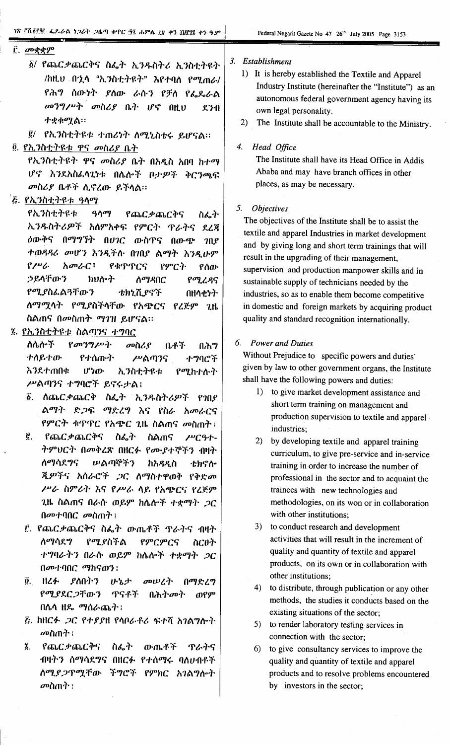፫. መቋቋም

፩/ የጨርቃጨርቅና ስፌት ኢንዱስትሪ ኢንስቲትዩት /ከዚህ በኋላ "ኢንስቲትዩት" እየተባለ የሚጠራ/ የሕግ ሰውነት ያለው ራሱን የቻለ የፌዴራል መንግሥት መስሪያ ቤት ሆኖ በዚህ ደንብ ተቋቁሟል፡፡

፪/ የኢንስቲትዩቱ ተጠሪነት ለሚኒስቴሩ ይሆናል፡፡

፬. የኢንስቲትዩቱ ዋና መስሪያ ቤት

የኢንስቲትዩቱ ዋና መስሪያ ቤት በአዲስ አበባ ከተማ ሆኖ እንደአስፈላጊነቱ በሌሎች ቦታዎች ቅርንጫፍ መስሪያ ቤቶች ሊኖረው ይችላል፡፡

፭. የኢንስቲትዩቱ ዓላማ

የኢንስቲትዩቱ ዓላማ የጨርቃጨርቅና ስፌት ኢንዱስትሪዎች አለምአቀፍ የምርት ጥራትና ደረጃ ዕውቅና በማግኘት በሀገር ውስጥና በውጭ ገበያ ተወዳዳሪ መሆን እንዲችሉ በገበያ ልማት እንዲሁም የሥራ አመራር፣ የቁጥጥርና የምርት የሰው ኃይላቸውን ክህሎት ለማዳበር የሚረዳና የሚያስፈልጓቸውን ቴክኒሺያኖች በዘላቂነት ለማሟላት የሚያስችላቸው የአጭርና የረጅም ጊዜ ስልጠና በመስጠት ማገዝ ይሆናል፡፡

፮. የኢንስቲትዩቱ ስልጣንና ተግባር

ለሌሎች የመንግሥት መስሪያ ቤቶች በሕግ ተለይተው የተሰጡት ሥልጣንና ተግባሮች እንደተጠበቁ ሆነው ኢንስቲትዩቱ የሚከተሉት ሥልጣንና ተግባሮች ይኖሩታል፤

፩. ለጨርቃጨርቅ ስፌት ኢንዱስትሪዎች የገበያ ልማት ድጋፍ ማድረግ እና የስራ አመራርና የምርት ቁጥጥር የአጭር ጊዜ ስልጠና መስጠት፤

፪. የጨርቃጨርቅና ስፌት ስልጠና ሥርዓተ-ትምህርት በመቅረጽ በዘርፉ የሙያተኞችን ብዛት ለማሳደግና ሠልጣኞችን ከአዳዲስ ቴክኖሎጂዎችና አሰራሮች ጋር ለማስተዋወቅ የቅድመ ሥራ ስምሪት እና የሥራ ላይ የአጭርና የረጅም ጊዜ ስልጠና በራሱ ወይም ከሌሎች ተቋማት ጋር በመተባበር መስጠት፤

፫. የጨርቃጨርቅና ስፌት ውጤቶች ጥራትና ብዛት ለማሳደግ የሚያስችል የምርምርና ስርፀት ተግባራትን በራሱ ወይም ከሌሎች ተቋማት ጋር በመተባበር ማከናወን፤

፬. ዘርፉ ያለበትን ሁኔታ መሠረት በማድረግ የሚያደርጋቸውን ጥናቶች በሕትመት ወየም በሌላ ዘዴ ማሰራጨት፤

፭. ከዘርፉ ጋር የተያያዘ የላቦራቶሪ ፍተሻ አገልግሎት መስጠት፤

፮. የጨርቃጨርቅና ስፌት ውጤቶች ጥራትና ብዛትን ለማሳደግና በዘርፉ የተሰማሩ ባለሀብቶች ለሚያጋጥሟቸው ችግሮች የምክር አገልግሎት መስጠት፤

3. *Establishment*

1) It is hereby established the Textile and Apparel Industry Institute (hereinafter the "Institute") as an autonomous federal government agency having its own legal personality.
2) The Institute shall be accountable to the Ministry.

4. *Head Office*

The Institute shall have its Head Office in Addis Ababa and may have branch offices in other places, as may be necessary.

5. *Objectives*

The objectives of the Institute shall be to assist the textile and apparel Industries in market development and by giving long and short term trainings that will result in the upgrading of their management, supervision and production manpower skills and in sustainable supply of technicians needed by the industries, so as to enable them become competitive in domestic and foreign markets by acquiring product quality and standard recognition internationally.

6. *Power and Duties*

Without Prejudice to specific powers and duties given by law to other government organs, the Institute shall have the following powers and duties:

1) to give market development assistance and short term training on management and production supervision to textile and apparel industries;
2) by developing textile and apparel training curriculum, to give pre-service and in-service training in order to increase the number of professional in the sector and to acquaint the trainees with new technologies and methodologies, on its own or in collaboration with other institutions;
3) to conduct research and development activities that will result in the increment of quality and quantity of textile and apparel products, on its own or in collaboration with other institutions;
4) to distribute, through publication or any other methods, the studies it conducts based on the existing situations of the sector;
5) to render laboratory testing services in connection with the sector;
6) to give consultancy services to improve the quality and quantity of textile and apparel products and to resolve problems encountered by investors in the sector;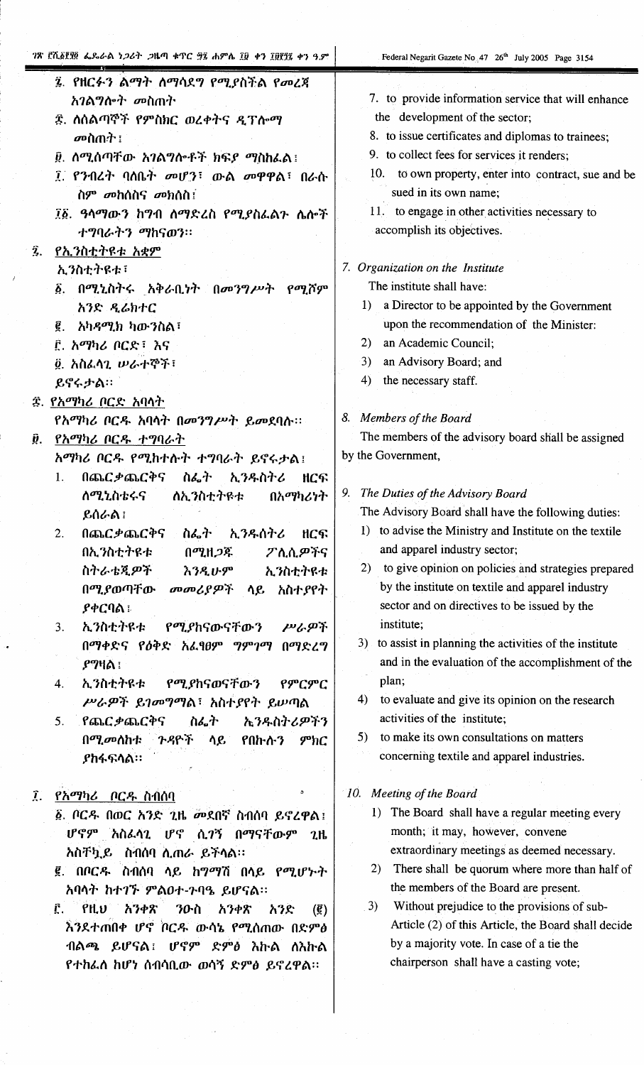፯. የዘርፉን ልማት ለማሳደግ የሚያስችል የመረጃ አገልግሎት መስጠት፣

፰. ለሰልጣኞች የምስክር ወረቀትና ዲፕሎማ መስጠት፣

፱. ለሚሰጣቸው አገልግሎቶች ክፍያ ማስከፈል፣

፲. የንብረት ባለቤት መሆን፣ ውል መዋዋል፣ በራሱ ስም መክሰስና መከሰስ፣

፲፩. ዓላማውን ከግብ ለማድረስ የሚያስፈልጉ ሌሎች ተግባራትን ማከናወን።

፯. የኢንስቲትዩቱ አቋም

ኢንስቲትዩቱ፣

፩. በሚኒስትሩ አቅራቢነት በመንግሥት የሚሾም አንድ ዲሬክተር

፪. አካዳሚክ ካውንስል፣

፫. አማካሪ ቦርድ፣ እና

፬. አስፈላጊ ሠራተኞች፣

ይኖሩታል።

፰. የአማካሪ ቦርድ አባላት

የአማካሪ ቦርዱ አባላት በመንግሥት ይመደባሉ።

፱. የአማካሪ ቦርዱ ተግባራት

አማካሪ ቦርዱ የሚከተሉት ተግባራት ይኖሩታል፣

1. በጨርቃጨርቅና ስፌት ኢንዱስትሪ ዘርፍ ለሚኒስቴሩና ለኢንስቲትዩቱ በአማካሪነት ይሰራል፣
2. በጨርቃጨርቅና ስፌት ኢንዱስትሪ ዘርፍ በኢንስቲትዩቱ በሚዘጋጁ ፖሊሲዎችና ስትራቴጂዎች እንዲሁም ኢንስቲትዩቱ በሚያወጣቸው መመሪያዎች ላይ አስተያየት ያቀርባል፣
3. ኢንስቲትዩቱ የሚያከናውናቸውን ሥራዎች በማቀድና የዕቅድ አፈጻፀም ግምገማ በማድረግ ያግዛል፣
4. ኢንስቲትዩቱ የሚያከናወናቸውን የምርምር ሥራዎች ይገመግማል፣ አስተያየት ይሠጣል
5. የጨርቃጨርቅና ስፌት ኢንዱስትሪዎችን በሚመለከቱ ጉዳዮች ላይ የበኩሉን ምክር ያከፋፍላል።

፲. የአማካሪ ቦርዱ ስብሰባ

፩. ቦርዱ በወር አንድ ጊዜ መደበኛ ስብሰባ ይኖረዋል፣ ሆኖም አስፈላጊ ሆኖ ሲገኝ በማናቸውም ጊዜ አስቸኳይ ስብሰባ ሊጠራ ይችላል።

፪. በቦርዱ ስብሰባ ላይ ከግማሽ በላይ የሚሆኑት አባላት ከተገኙ ምልዐተ-ጉባዔ ይሆናል።

፫. የዚህ አንቀጽ ንዑስ አንቀጽ አንድ (፪) እንደተጠበቀ ሆኖ ቦርዱ ውሳኔ የሚሰጠው በድምፅ ብልጫ ይሆናል፣ ሆኖም ድምፅ እኩል ለእኩል የተከፈለ ከሆነ ሰብሳቢው ወሳኝ ድምፅ ይኖረዋል።

7. to provide information service that will enhance the development of the sector;

8. to issue certificates and diplomas to trainees;

9. to collect fees for services it renders;

10. to own property, enter into contract, sue and be sued in its own name;

11. to engage in other activities necessary to accomplish its objectives.

*7. Organization on the Institute*

The institute shall have:

1) a Director to be appointed by the Government upon the recommendation of the Minister:
2) an Academic Council;
3) an Advisory Board; and
4) the necessary staff.

*8. Members of the Board*

The members of the advisory board shall be assigned by the Government,

*9. The Duties of the Advisory Board*

The Advisory Board shall have the following duties:

1) to advise the Ministry and Institute on the textile and apparel industry sector;
2) to give opinion on policies and strategies prepared by the institute on textile and apparel industry sector and on directives to be issued by the institute;
3) to assist in planning the activities of the institute and in the evaluation of the accomplishment of the plan;
4) to evaluate and give its opinion on the research activities of the institute;
5) to make its own consultations on matters concerning textile and apparel industries.

*10. Meeting of the Board*

1) The Board shall have a regular meeting every month; it may, however, convene extraordinary meetings as deemed necessary.
2) There shall be quorum where more than half of the members of the Board are present.
3) Without prejudice to the provisions of sub-Article (2) of this Article, the Board shall decide by a majority vote. In case of a tie the chairperson shall have a casting vote;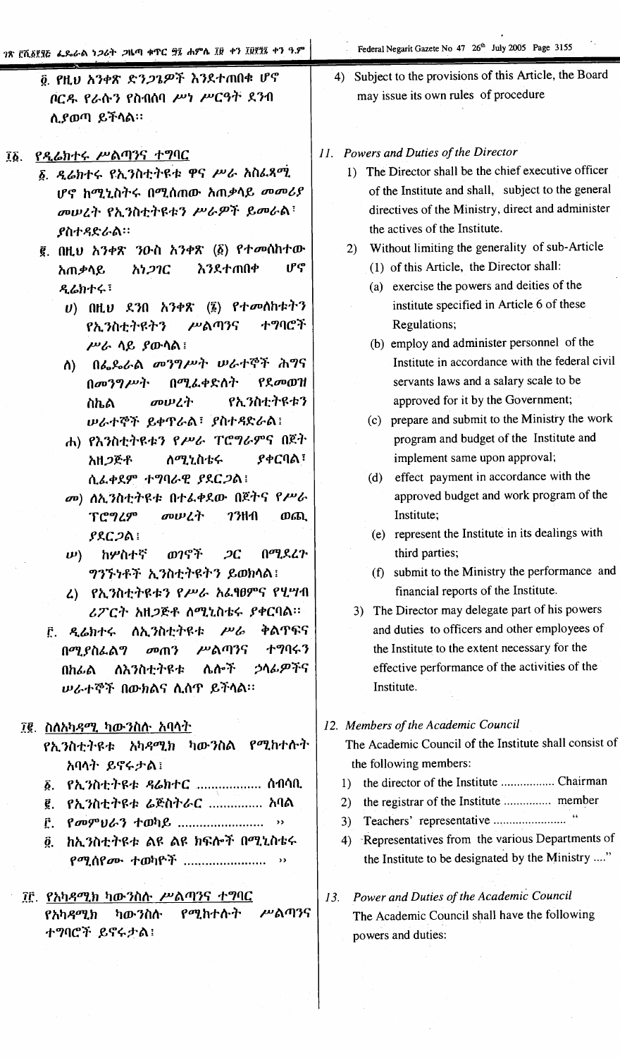፬. የዚህ አንቀጽ ድንጋጌዎች እንደተጠበቁ ሆኖ ቦርዱ የራሱን የስብሰባ ሥነ ሥርዓት ደንብ ሊያወጣ ይችላል።

## ፲፩. የዲሬክተሩ ሥልጣንና ተግባር

፩. ዲሬክተሩ የኢንስቲትዩቱ ዋና ሥራ አስፈጻሚ ሆኖ ከሚኒስትሩ በሚሰጠው አጠቃላይ መመሪያ መሠረት የኢንስቲትዩቱን ሥራዎች ይመራል፣ ያስተዳድራል።

፪. በዚህ አንቀጽ ንዑስ አንቀጽ (፩) የተመለከተው አጠቃላይ አነጋገር እንደተጠበቀ ሆኖ ዲሬክተሩ፣

ሀ) በዚህ ደንብ አንቀጽ (፮) የተመለከቱትን የኢንስቲትዩቱን ሥልጣንና ተግባሮች ሥራ ላይ ያውላል፣

ለ) በፌዴራል መንግሥት ሠራተኞች ሕግና በመንግሥት በሚፈቀድለት የደመወዝ ስኬል መሠረት የኢንስቲትዩቱን ሠራተኞች ይቀጥራል፣ ያስተዳድራል፣

ሐ) የኢንስቲትዩቱን የሥራ ፕሮግራምና በጀት አዘጋጅቶ ለሚኒስቴሩ ያቀርባል፣ ሲፈቀደም ተግባራዊ ያደርጋል፣

መ) ለኢንስቲትዩቱ በተፈቀደው በጀትና የሥራ ፕሮግራም መሠረት ገንዘብ ወጪ ያደርጋል፣

ሠ) ከሦስተኛ ወገኖች ጋር በሚደረጉ ግንኙነቶች ኢንስቲትዩቱን ይወክላል፣

ረ) የኢንስቲትዩቱን የሥራ አፈፃፀምና የሂሣብ ሪፖርት አዘጋጅቶ ለሚኒስቴሩ ያቀርባል።

፫. ዲሬክተሩ ለኢንስቲትዩቱ ሥራ ቅልጥፍና በሚያስፈልግ መጠን ሥልጣንና ተግባሩን በከፊል ለኢንስቲትዩቱ ሌሎች ኃላፊዎችና ሠራተኞች በውክልና ሊሰጥ ይችላል።

## ፲፪. ስለአካዳሚ ካውንስሉ አባላት

የኢንስቲትዩቱ አካዳሚክ ካውንስል የሚከተሉት አባላት ይኖሩታል፣

፩. የኢንስቲትዩቱ ዲሬክተር .................. ሰብሳቢ

፪. የኢንስቲትዩቱ ሬጅስትራር ............... አባል

፫. የመምህራን ተወካይ ....................... ››

፬. ከኢንስቲትዩቱ ልዩ ልዩ ክፍሎች በሚኒስቴሩ የሚሰየሙ ተወካዮች ....................... ››

## ፲፫. የአካዳሚክ ካውንስሉ ሥልጣንና ተግባር

የአካዳሚክ ካውንስሉ የሚከተሉት ሥልጣንና ተግባሮች ይኖሩታል፣

4) Subject to the provisions of this Article, the Board may issue its own rules of procedure

## *11. Powers and Duties of the Director*

1) The Director shall be the chief executive officer of the Institute and shall, subject to the general directives of the Ministry, direct and administer the actives of the Institute.

2) Without limiting the generality of sub-Article (1) of this Article, the Director shall:

(a) exercise the powers and deities of the institute specified in Article 6 of these Regulations;

(b) employ and administer personnel of the Institute in accordance with the federal civil servants laws and a salary scale to be approved for it by the Government;

(c) prepare and submit to the Ministry the work program and budget of the Institute and implement same upon approval;

(d) effect payment in accordance with the approved budget and work program of the Institute;

(e) represent the Institute in its dealings with third parties;

(f) submit to the Ministry the performance and financial reports of the Institute.

3) The Director may delegate part of his powers and duties to officers and other employees of the Institute to the extent necessary for the effective performance of the activities of the Institute.

## *12. Members of the Academic Council*

The Academic Council of the Institute shall consist of the following members:

1) the director of the Institute ................. Chairman
2) the registrar of the Institute ............... member
3) Teachers' representative ....................... "
4) Representatives from the various Departments of the Institute to be designated by the Ministry ...."

## *13. Power and Duties of the Academic Council*

The Academic Council shall have the following powers and duties: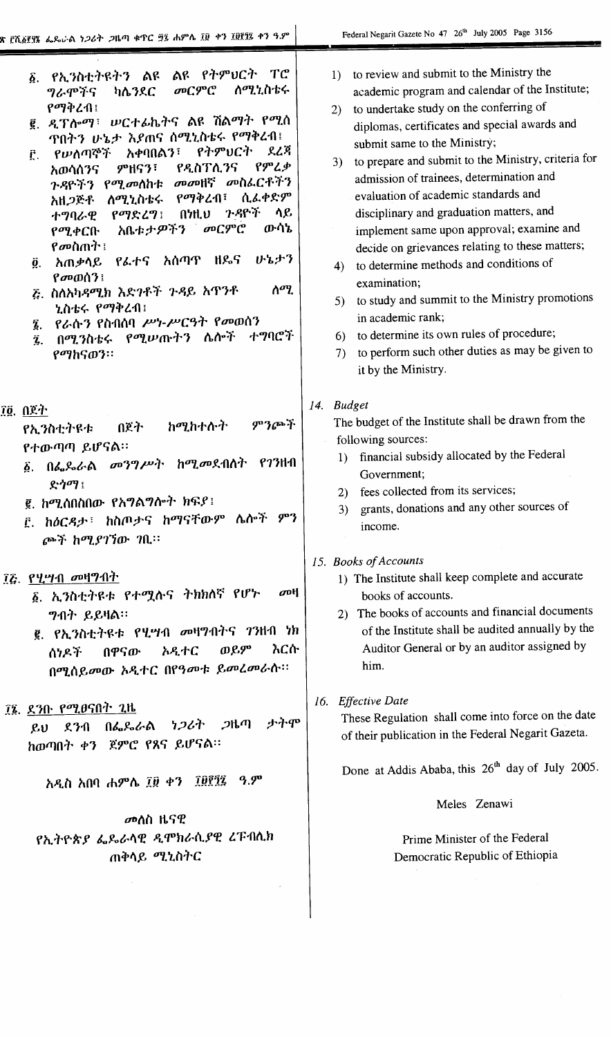፩. የኢንስቲትዩትን ልዩ ልዩ የትምህርት ፕሮ ግራሞችና ካሌንደር መርምሮ ለሚኒስቴሩ የማቅረብ፣

፪. ዲፕሎማ፣ ሠርተፊኬትና ልዩ ሽልማት የሚሰ ጥበትን ሁኔታ እያጠና ለሚኒስቴሩ የማቅረብ፣

፫. የሠልጣኞች አቀባበልን፣ የትምህርት ደረጃ አወሳሰንና ምዘናን፣ የዲስፕሊንና የምረቃ ጉዳዮችን የሚመለከቱ መመዘኛ መስፈርቶችን አዘጋጅቶ ለሚኒስቴሩ የማቅረብ፣ ሲፈቀድም ተግባራዊ የማድረግ፣ በነዚህ ጉዳዮች ላይ የሚቀርቡ አቤቱታዎችን መርምሮ ውሳኔ የመስጠት፣

፬. አጠቃላይ የፈተና አሰጣጥ ዘዴና ሁኔታን የመወሰን፣

፭. ስለአካዳሚክ እድገቶች ጉዳይ አጥንቶ ለሚ ኒስቴሩ የማቅረብ፣

፮. የራሱን የስብሰባ ሥነ-ሥርዓት የመወሰን

፯. በሚኒስቴሩ የሚሠጡትን ሌሎች ተግባሮች የማከናወን።

፲፬. በጀት

የኢንስቲትዩቱ በጀት ከሚከተሉት ምንጮች የተውጣጣ ይሆናል።

፩. በፌዴራል መንግሥት ከሚመደብለት የገንዘብ ድጎማ፣

፪. ከሚሰበሰበው የአገልግሎት ክፍያ፣

፫. ከዕርዳታ፣ ከስጦታና ከማናቸውም ሌሎች ምን ጮች ከሚያገኘው ገቢ።

፲፭. የሂሣብ መዛግብት

፩. ኢንስቲትዩቱ የተሟሉና ትክክለኛ የሆኑ መዛ ግብት ይይዛል።

፪. የኢንስቲትዩቱ የሂሣብ መዛግብትና ገንዘብ ነክ ሰነዶች በዋናው ኦዲተር ወይም እርሱ በሚሰይመው ኦዲተር በየዓመቱ ይመረመራሉ።

፲፮. ደንቡ የሚፀናበት ጊዜ

ይህ ደንብ በፌዴራል ነጋሪት ጋዜጣ ታትሞ ከወጣበት ቀን ጀምሮ የጸና ይሆናል።

አዲስ አበባ ሐምሌ ፲፱ ቀን ፲፱፻፺፯ ዓ.ም

መለስ ዜናዊ

የኢትዮጵያ ፌዴራላዊ ዲሞክራሲያዊ ሪፐብሊክ ጠቅላይ ሚኒስትር

1) to review and submit to the Ministry the academic program and calendar of the Institute;
2) to undertake study on the conferring of diplomas, certificates and special awards and submit same to the Ministry;
3) to prepare and submit to the Ministry, criteria for admission of trainees, determination and evaluation of academic standards and disciplinary and graduation matters, and implement same upon approval; examine and decide on grievances relating to these matters;
4) to determine methods and conditions of examination;
5) to study and summit to the Ministry promotions in academic rank;
6) to determine its own rules of procedure;
7) to perform such other duties as may be given to it by the Ministry.

## 14. Budget

The budget of the Institute shall be drawn from the following sources:

1) financial subsidy allocated by the Federal Government;
2) fees collected from its services;
3) grants, donations and any other sources of income.

## 15. Books of Accounts

1) The Institute shall keep complete and accurate books of accounts.
2) The books of accounts and financial documents of the Institute shall be audited annually by the Auditor General or by an auditor assigned by him.

## 16. Effective Date

These Regulation shall come into force on the date of their publication in the Federal Negarit Gazeta.

Done at Addis Ababa, this 26th day of July 2005.

Meles Zenawi

Prime Minister of the Federal Democratic Republic of Ethiopia